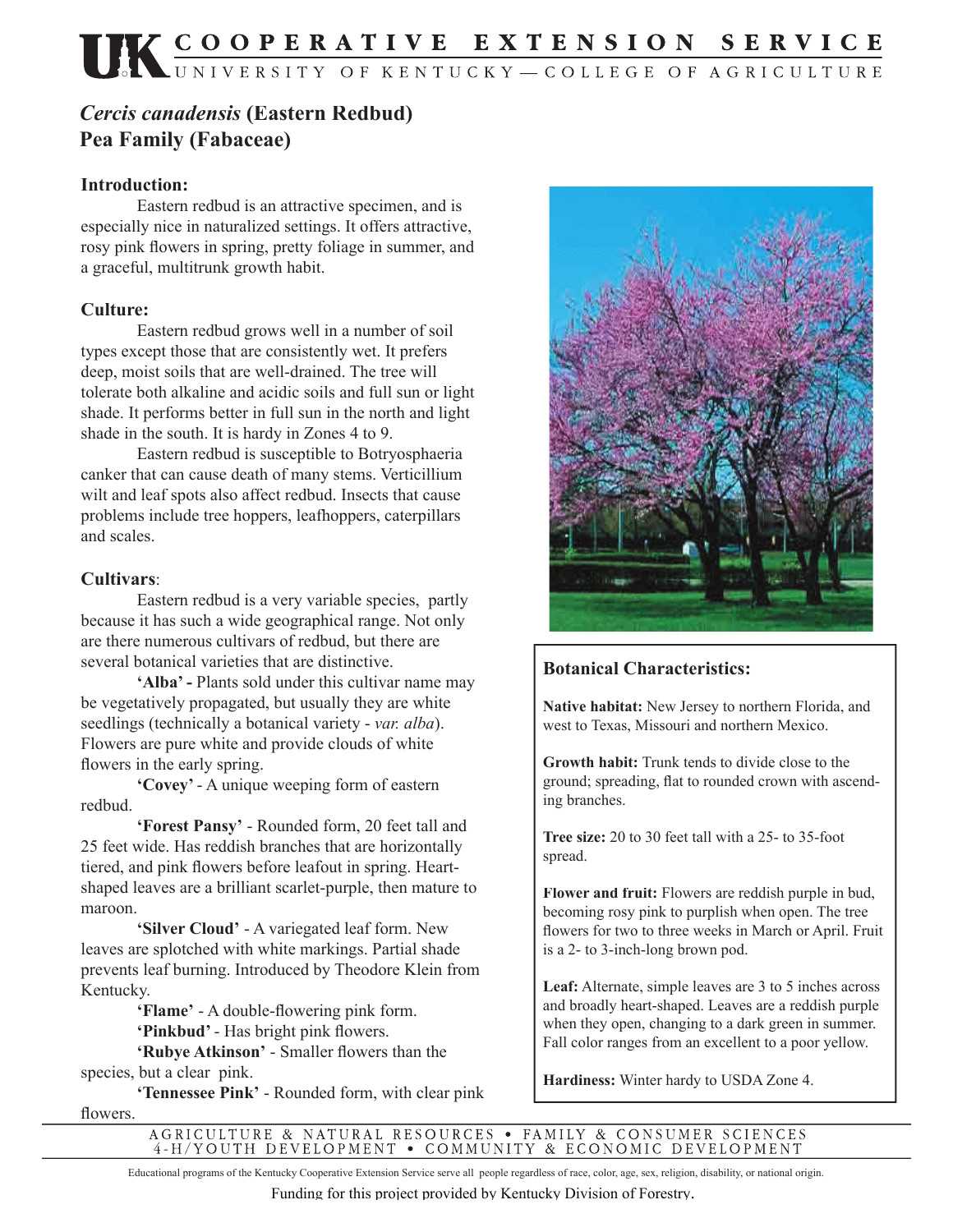# *Cercis canadensis* (Eastern Redbud)
## Pea Family (Fabaceae)

### Introduction:

Eastern redbud is an attractive specimen, and is especially nice in naturalized settings. It offers attractive, rosy pink flowers in spring, pretty foliage in summer, and a graceful, multitrunk growth habit.

### Culture:

Eastern redbud grows well in a number of soil types except those that are consistently wet. It prefers deep, moist soils that are well-drained. The tree will tolerate both alkaline and acidic soils and full sun or light shade. It performs better in full sun in the north and light shade in the south. It is hardy in Zones 4 to 9.

Eastern redbud is susceptible to Botryosphaeria canker that can cause death of many stems. Verticillium wilt and leaf spots also affect redbud. Insects that cause problems include tree hoppers, leafhoppers, caterpillars and scales.

### Cultivars:

Eastern redbud is a very variable species, partly because it has such a wide geographical range. Not only are there numerous cultivars of redbud, but there are several botanical varieties that are distinctive.

**'Alba' -** Plants sold under this cultivar name may be vegetatively propagated, but usually they are white seedlings (technically a botanical variety - *var. alba*). Flowers are pure white and provide clouds of white flowers in the early spring.

**'Covey'** - A unique weeping form of eastern redbud.

**'Forest Pansy'** - Rounded form, 20 feet tall and 25 feet wide. Has reddish branches that are horizontally tiered, and pink flowers before leafout in spring. Heart-shaped leaves are a brilliant scarlet-purple, then mature to maroon.

**'Silver Cloud'** - A variegated leaf form. New leaves are splotched with white markings. Partial shade prevents leaf burning. Introduced by Theodore Klein from Kentucky.

**'Flame'** - A double-flowering pink form.

**'Pinkbud'** - Has bright pink flowers.

**'Rubye Atkinson'** - Smaller flowers than the species, but a clear pink.

**'Tennessee Pink'** - Rounded form, with clear pink flowers.

### Botanical Characteristics:

**Native habitat:** New Jersey to northern Florida, and west to Texas, Missouri and northern Mexico.

**Growth habit:** Trunk tends to divide close to the ground; spreading, flat to rounded crown with ascending branches.

**Tree size:** 20 to 30 feet tall with a 25- to 35-foot spread.

**Flower and fruit:** Flowers are reddish purple in bud, becoming rosy pink to purplish when open. The tree flowers for two to three weeks in March or April. Fruit is a 2- to 3-inch-long brown pod.

**Leaf:** Alternate, simple leaves are 3 to 5 inches across and broadly heart-shaped. Leaves are a reddish purple when they open, changing to a dark green in summer. Fall color ranges from an excellent to a poor yellow.

**Hardiness:** Winter hardy to USDA Zone 4.

Educational programs of the Kentucky Cooperative Extension Service serve all people regardless of race, color, age, sex, religion, disability, or national origin.

Funding for this project provided by Kentucky Division of Forestry.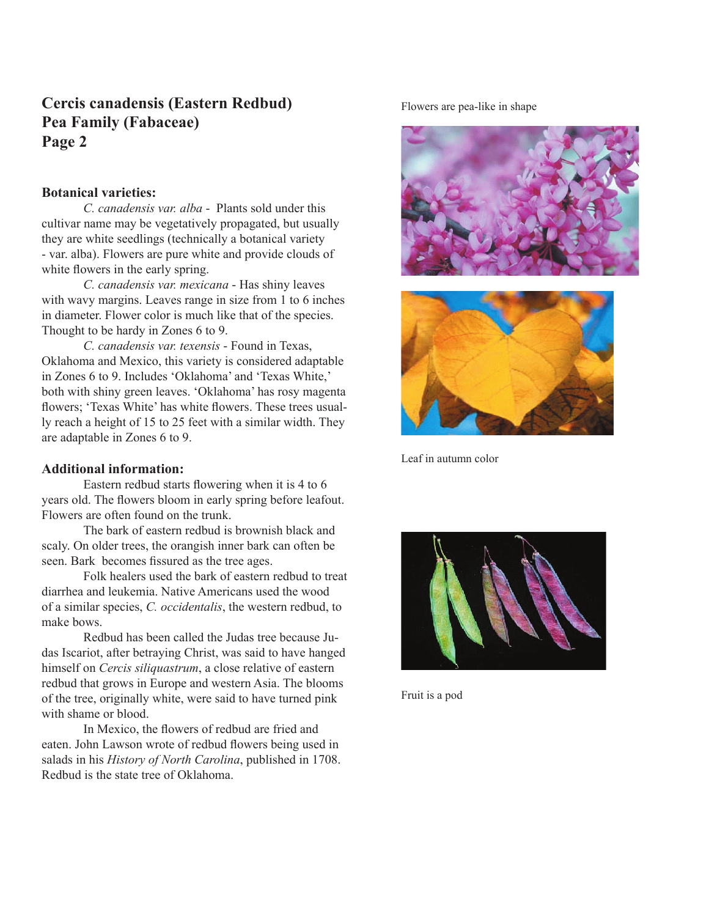# Cercis canadensis (Eastern Redbud)
# Pea Family (Fabaceae)
# Page 2

**Botanical varieties:**

*C. canadensis var. alba* - Plants sold under this cultivar name may be vegetatively propagated, but usually they are white seedlings (technically a botanical variety - var. alba). Flowers are pure white and provide clouds of white flowers in the early spring.

*C. canadensis var. mexicana* - Has shiny leaves with wavy margins. Leaves range in size from 1 to 6 inches in diameter. Flower color is much like that of the species. Thought to be hardy in Zones 6 to 9.

*C. canadensis var. texensis* - Found in Texas, Oklahoma and Mexico, this variety is considered adaptable in Zones 6 to 9. Includes 'Oklahoma' and 'Texas White,' both with shiny green leaves. 'Oklahoma' has rosy magenta flowers; 'Texas White' has white flowers. These trees usually reach a height of 15 to 25 feet with a similar width. They are adaptable in Zones 6 to 9.

**Additional information:**

Eastern redbud starts flowering when it is 4 to 6 years old. The flowers bloom in early spring before leafout. Flowers are often found on the trunk.

The bark of eastern redbud is brownish black and scaly. On older trees, the orangish inner bark can often be seen. Bark becomes fissured as the tree ages.

Folk healers used the bark of eastern redbud to treat diarrhea and leukemia. Native Americans used the wood of a similar species, *C. occidentalis*, the western redbud, to make bows.

Redbud has been called the Judas tree because Judas Iscariot, after betraying Christ, was said to have hanged himself on *Cercis siliquastrum*, a close relative of eastern redbud that grows in Europe and western Asia. The blooms of the tree, originally white, were said to have turned pink with shame or blood.

In Mexico, the flowers of redbud are fried and eaten. John Lawson wrote of redbud flowers being used in salads in his *History of North Carolina*, published in 1708. Redbud is the state tree of Oklahoma.

Flowers are pea-like in shape

Leaf in autumn color

Fruit is a pod